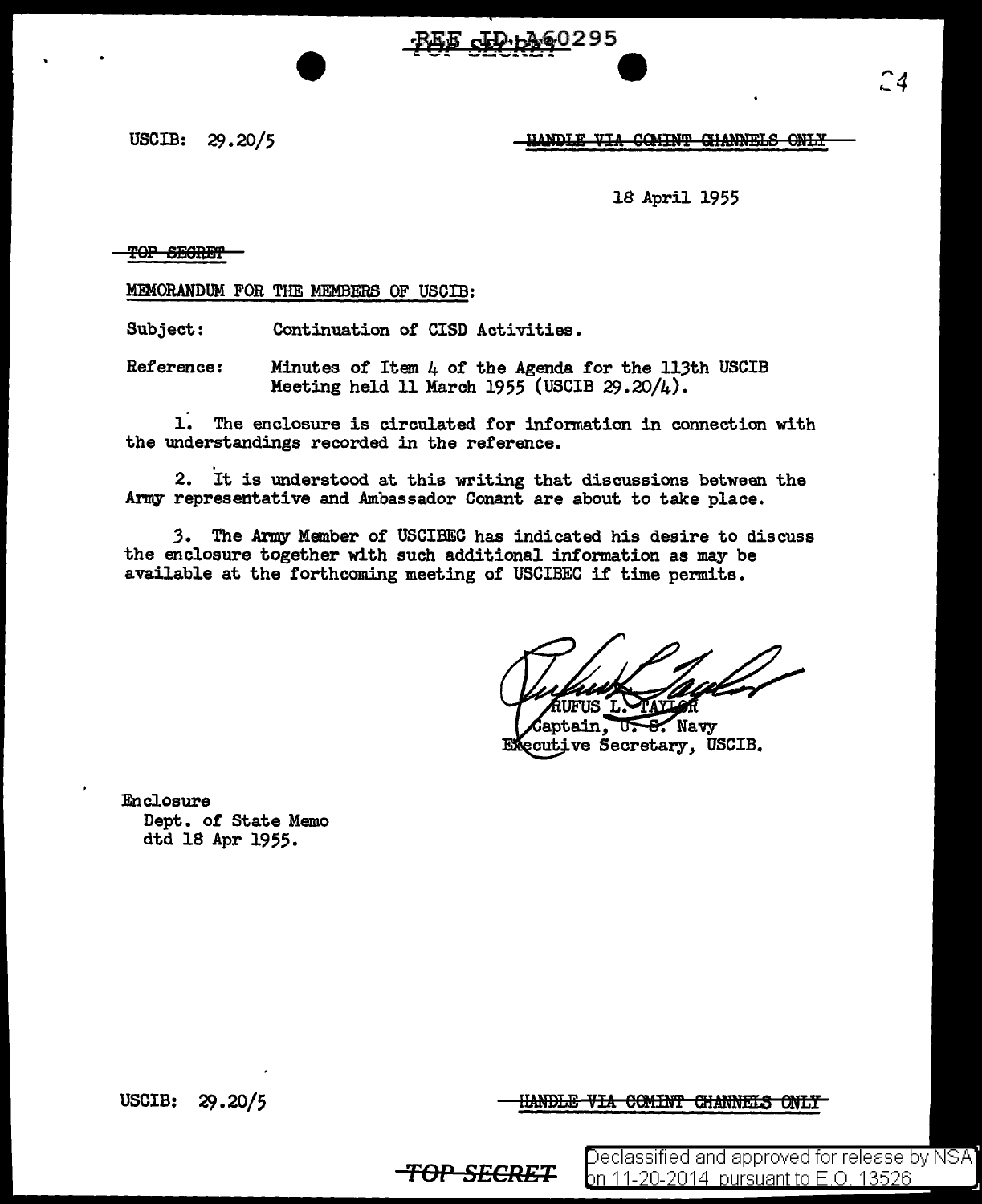USCIB: 29.20/5

~~HANDLE VIA COMINT CHANNELS ONLY~~

18 April 1955

~~TOP SECRET~~

MEMORANDUM FOR THE MEMBERS OF USCIB:

Subject: Continuation of CISD Activities.

Reference: Minutes of Item 4 of the Agenda for the 113th USCIB Meeting held 11 March 1955 (USCIB 29.20/4).

1. The enclosure is circulated for information in connection with the understandings recorded in the reference.

2. It is understood at this writing that discussions between the Army representative and Ambassador Conant are about to take place.

3. The Army Member of USCIBEC has indicated his desire to discuss the enclosure together with such additional information as may be available at the forthcoming meeting of USCIBEC if time permits.

RUFUS L. TAYLOR
Captain, U. S. Navy
Executive Secretary, USCIB.

Enclosure
Dept. of State Memo
dtd 18 Apr 1955.

USCIB: 29.20/5

~~HANDLE VIA COMINT CHANNELS ONLY~~

~~TOP SECRET~~

Declassified and approved for release by NSA on 11-20-2014 pursuant to E.O. 13526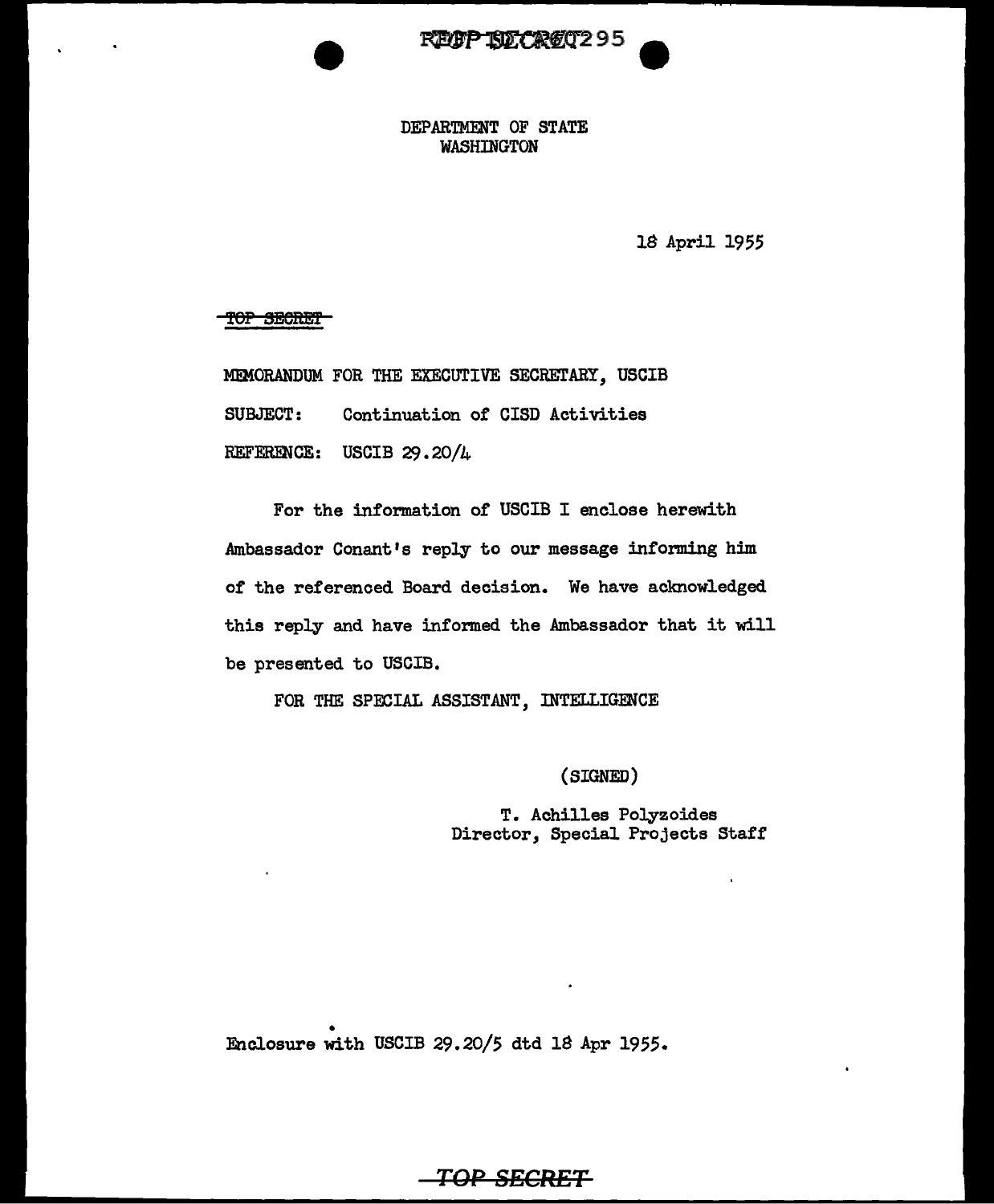DEPARTMENT OF STATE
WASHINGTON

18 April 1955

~~TOP SECRET~~

MEMORANDUM FOR THE EXECUTIVE SECRETARY, USCIB

SUBJECT: Continuation of CISD Activities

REFERENCE: USCIB 29.20/4

For the information of USCIB I enclose herewith Ambassador Conant's reply to our message informing him of the referenced Board decision. We have acknowledged this reply and have informed the Ambassador that it will be presented to USCIB.

FOR THE SPECIAL ASSISTANT, INTELLIGENCE

(SIGNED)

T. Achilles Polyzoides
Director, Special Projects Staff

Enclosure with USCIB 29.20/5 dtd 18 Apr 1955.

~~TOP SECRET~~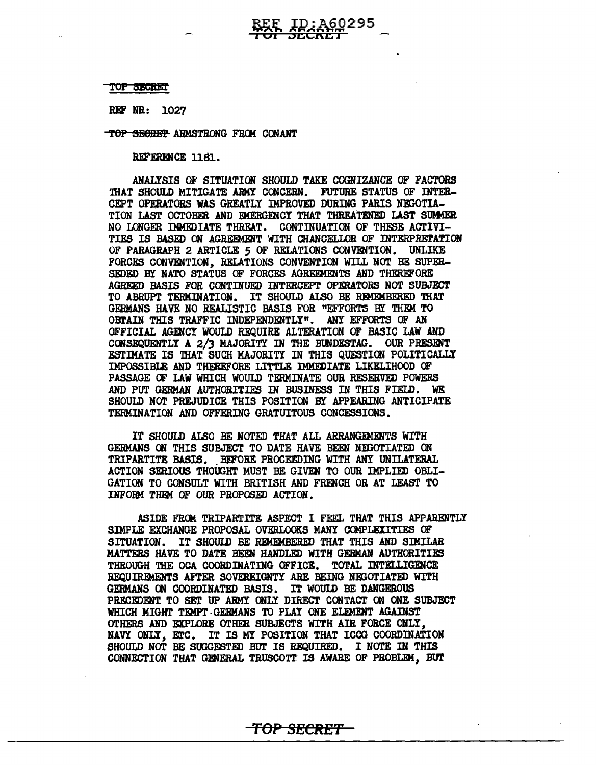TOP SECRET

REF NR: 1027

TOP SECRET ARMSTRONG FROM CONANT

REFERENCE 1181.

ANALYSIS OF SITUATION SHOULD TAKE COGNIZANCE OF FACTORS THAT SHOULD MITIGATE ARMY CONCERN. FUTURE STATUS OF INTERCEPT OPERATORS WAS GREATLY IMPROVED DURING PARIS NEGOTIATION LAST OCTOBER AND EMERGENCY THAT THREATENED LAST SUMMER NO LONGER IMMEDIATE THREAT. CONTINUATION OF THESE ACTIVITIES IS BASED ON AGREEMENT WITH CHANCELLOR OF INTERPRETATION OF PARAGRAPH 2 ARTICLE 5 OF RELATIONS CONVENTION. UNLIKE FORCES CONVENTION, RELATIONS CONVENTION WILL NOT BE SUPERSEDED BY NATO STATUS OF FORCES AGREEMENTS AND THEREFORE AGREED BASIS FOR CONTINUED INTERCEPT OPERATORS NOT SUBJECT TO ABRUPT TERMINATION. IT SHOULD ALSO BE REMEMBERED THAT GERMANS HAVE NO REALISTIC BASIS FOR "EFFORTS BY THEM TO OBTAIN THIS TRAFFIC INDEPENDENTLY". ANY EFFORTS OF AN OFFICIAL AGENCY WOULD REQUIRE ALTERATION OF BASIC LAW AND CONSEQUENTLY A 2/3 MAJORITY IN THE BUNDESTAG. OUR PRESENT ESTIMATE IS THAT SUCH MAJORITY IN THIS QUESTION POLITICALLY IMPOSSIBLE AND THEREFORE LITTLE IMMEDIATE LIKELIHOOD OF PASSAGE OF LAW WHICH WOULD TERMINATE OUR RESERVED POWERS AND PUT GERMAN AUTHORITIES IN BUSINESS IN THIS FIELD. WE SHOULD NOT PREJUDICE THIS POSITION BY APPEARING ANTICIPATE TERMINATION AND OFFERING GRATUITOUS CONCESSIONS.

IT SHOULD ALSO BE NOTED THAT ALL ARRANGEMENTS WITH GERMANS ON THIS SUBJECT TO DATE HAVE BEEN NEGOTIATED ON TRIPARTITE BASIS. BEFORE PROCEEDING WITH ANY UNILATERAL ACTION SERIOUS THOUGHT MUST BE GIVEN TO OUR IMPLIED OBLIGATION TO CONSULT WITH BRITISH AND FRENCH OR AT LEAST TO INFORM THEM OF OUR PROPOSED ACTION.

ASIDE FROM TRIPARTITE ASPECT I FEEL THAT THIS APPARENTLY SIMPLE EXCHANGE PROPOSAL OVERLOOKS MANY COMPLEXITIES OF SITUATION. IT SHOULD BE REMEMBERED THAT THIS AND SIMILAR MATTERS HAVE TO DATE BEEN HANDLED WITH GERMAN AUTHORITIES THROUGH THE OCA COORDINATING OFFICE. TOTAL INTELLIGENCE REQUIREMENTS AFTER SOVEREIGNTY ARE BEING NEGOTIATED WITH GERMANS ON COORDINATED BASIS. IT WOULD BE DANGEROUS PRECEDENT TO SET UP ARMY ONLY DIRECT CONTACT ON ONE SUBJECT WHICH MIGHT TEMPT GERMANS TO PLAY ONE ELEMENT AGAINST OTHERS AND EXPLORE OTHER SUBJECTS WITH AIR FORCE ONLY, NAVY ONLY, ETC. IT IS MY POSITION THAT ICCG COORDINATION SHOULD NOT BE SUGGESTED BUT IS REQUIRED. I NOTE IN THIS CONNECTION THAT GENERAL TRUSCOTT IS AWARE OF PROBLEM, BUT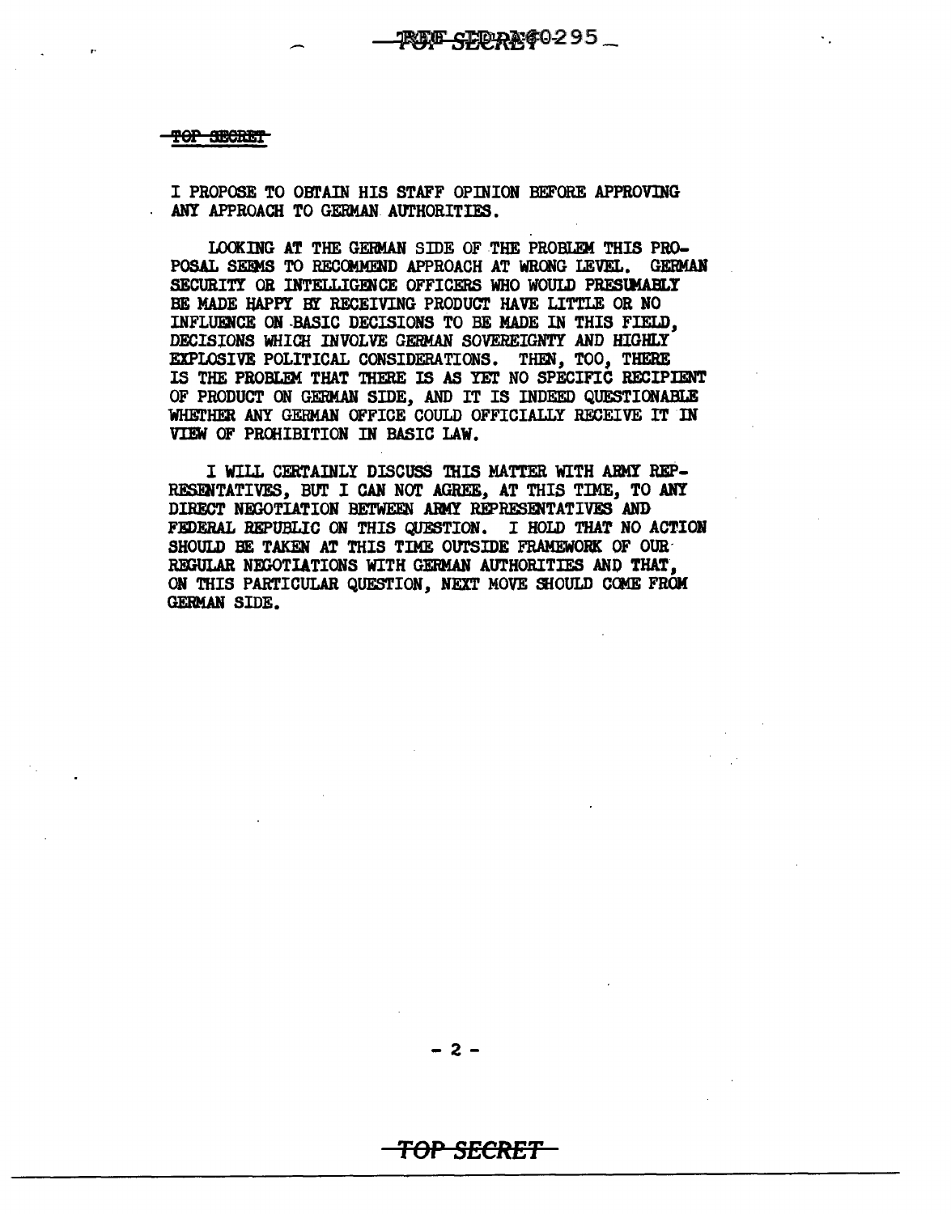~~TOP SECRET~~

I PROPOSE TO OBTAIN HIS STAFF OPINION BEFORE APPROVING ANY APPROACH TO GERMAN AUTHORITIES.

LOOKING AT THE GERMAN SIDE OF THE PROBLEM THIS PROPOSAL SEEMS TO RECOMMEND APPROACH AT WRONG LEVEL. GERMAN SECURITY OR INTELLIGENCE OFFICERS WHO WOULD PRESUMABLY BE MADE HAPPY BY RECEIVING PRODUCT HAVE LITTLE OR NO INFLUENCE ON BASIC DECISIONS TO BE MADE IN THIS FIELD, DECISIONS WHICH INVOLVE GERMAN SOVEREIGNTY AND HIGHLY EXPLOSIVE POLITICAL CONSIDERATIONS. THEN, TOO, THERE IS THE PROBLEM THAT THERE IS AS YET NO SPECIFIC RECIPIENT OF PRODUCT ON GERMAN SIDE, AND IT IS INDEED QUESTIONABLE WHETHER ANY GERMAN OFFICE COULD OFFICIALLY RECEIVE IT IN VIEW OF PROHIBITION IN BASIC LAW.

I WILL CERTAINLY DISCUSS THIS MATTER WITH ARMY REPRESENTATIVES, BUT I CAN NOT AGREE, AT THIS TIME, TO ANY DIRECT NEGOTIATION BETWEEN ARMY REPRESENTATIVES AND FEDERAL REPUBLIC ON THIS QUESTION. I HOLD THAT NO ACTION SHOULD BE TAKEN AT THIS TIME OUTSIDE FRAMEWORK OF OUR REGULAR NEGOTIATIONS WITH GERMAN AUTHORITIES AND THAT, ON THIS PARTICULAR QUESTION, NEXT MOVE SHOULD COME FROM GERMAN SIDE.

~~TOP SECRET~~